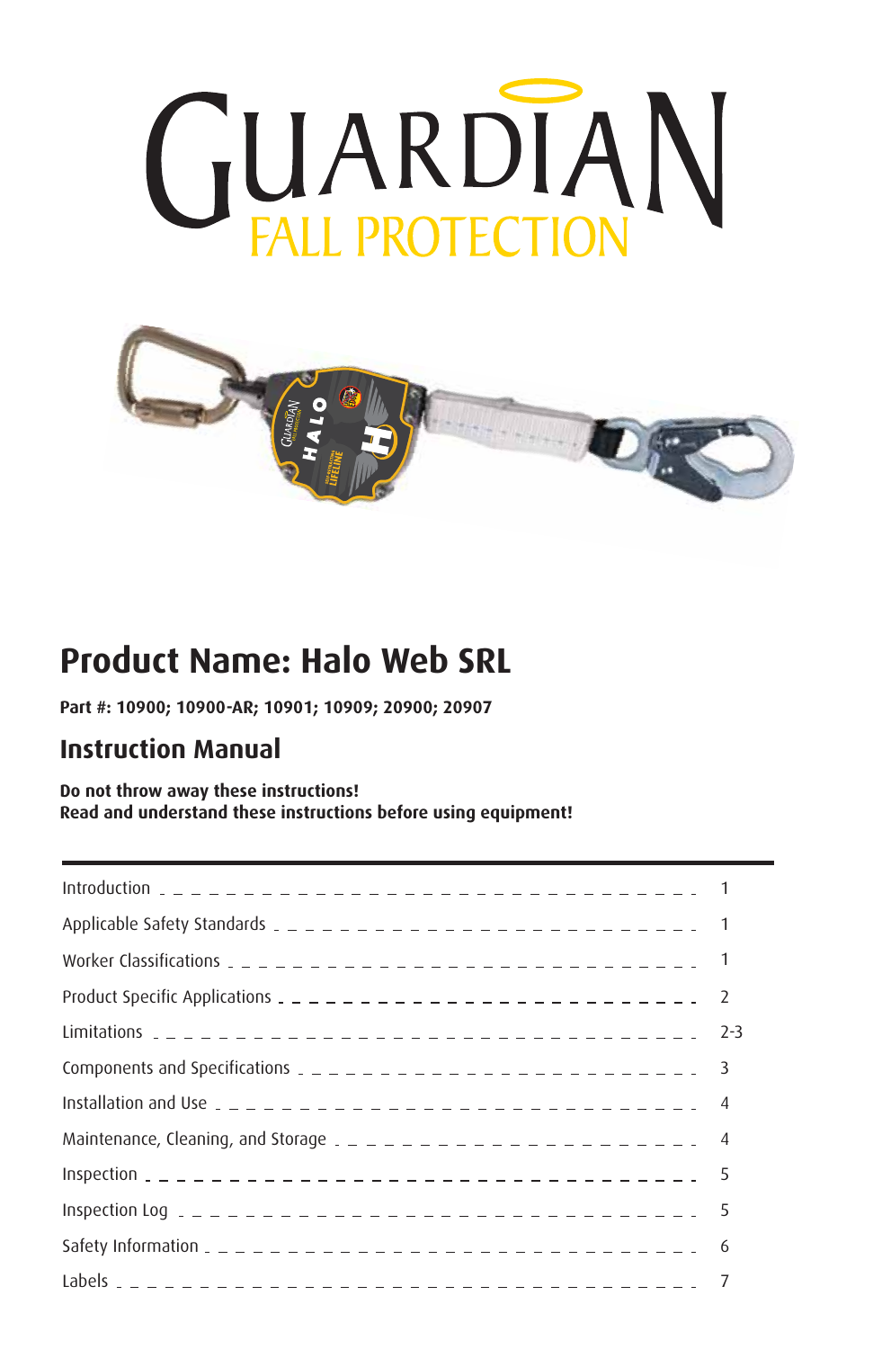# GUARDIAN FALL PROTECTION

## Product Name: Halo Web SRL

**Part #: 10900; 10900-AR; 10901; 10909; 20900; 20907**

## Instruction Manual

**Do not throw away these instructions!**
**Read and understand these instructions before using equipment!**

| | |
|---|---|
| Introduction | 1 |
| Applicable Safety Standards | 1 |
| Worker Classifications | 1 |
| Product Specific Applications | 2 |
| Limitations | 2-3 |
| Components and Specifications | 3 |
| Installation and Use | 4 |
| Maintenance, Cleaning, and Storage | 4 |
| Inspection | 5 |
| Inspection Log | 5 |
| Safety Information | 6 |
| Labels | 7 |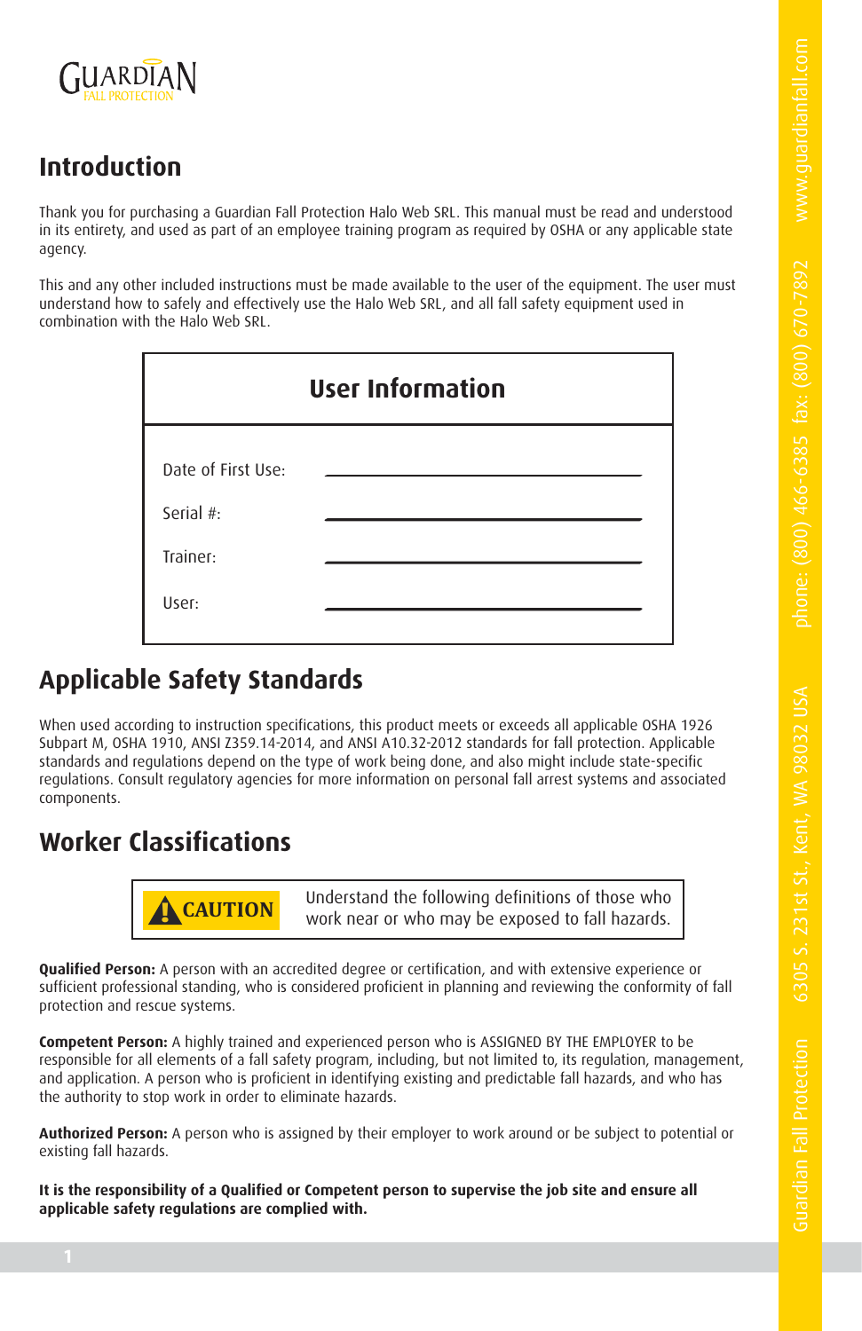## Introduction

Thank you for purchasing a Guardian Fall Protection Halo Web SRL. This manual must be read and understood in its entirety, and used as part of an employee training program as required by OSHA or any applicable state agency.

This and any other included instructions must be made available to the user of the equipment. The user must understand how to safely and effectively use the Halo Web SRL, and all fall safety equipment used in combination with the Halo Web SRL.

| User Information | |
|---|---|
| Date of First Use: | ______________________ |
| Serial #: | ______________________ |
| Trainer: | ______________________ |
| User: | ______________________ |

## Applicable Safety Standards

When used according to instruction specifications, this product meets or exceeds all applicable OSHA 1926 Subpart M, OSHA 1910, ANSI Z359.14-2014, and ANSI A10.32-2012 standards for fall protection. Applicable standards and regulations depend on the type of work being done, and also might include state-specific regulations. Consult regulatory agencies for more information on personal fall arrest systems and associated components.

## Worker Classifications

**CAUTION** Understand the following definitions of those who work near or who may be exposed to fall hazards.

**Qualified Person:** A person with an accredited degree or certification, and with extensive experience or sufficient professional standing, who is considered proficient in planning and reviewing the conformity of fall protection and rescue systems.

**Competent Person:** A highly trained and experienced person who is ASSIGNED BY THE EMPLOYER to be responsible for all elements of a fall safety program, including, but not limited to, its regulation, management, and application. A person who is proficient in identifying existing and predictable fall hazards, and who has the authority to stop work in order to eliminate hazards.

**Authorized Person:** A person who is assigned by their employer to work around or be subject to potential or existing fall hazards.

**It is the responsibility of a Qualified or Competent person to supervise the job site and ensure all applicable safety regulations are complied with.**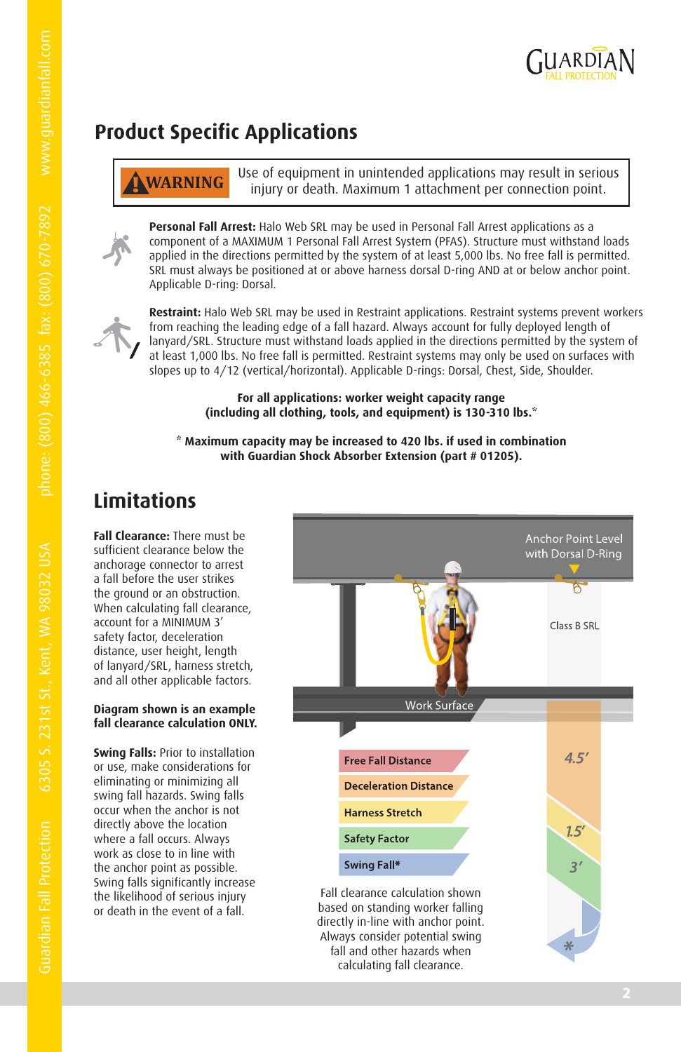## Product Specific Applications

> **WARNING** Use of equipment in unintended applications may result in serious injury or death. Maximum 1 attachment per connection point.

**Personal Fall Arrest:** Halo Web SRL may be used in Personal Fall Arrest applications as a component of a MAXIMUM 1 Personal Fall Arrest System (PFAS). Structure must withstand loads applied in the directions permitted by the system of at least 5,000 lbs. No free fall is permitted. SRL must always be positioned at or above harness dorsal D-ring AND at or below anchor point. Applicable D-ring: Dorsal.

**Restraint:** Halo Web SRL may be used in Restraint applications. Restraint systems prevent workers from reaching the leading edge of a fall hazard. Always account for fully deployed length of lanyard/SRL. Structure must withstand loads applied in the directions permitted by the system of at least 1,000 lbs. No free fall is permitted. Restraint systems may only be used on surfaces with slopes up to 4/12 (vertical/horizontal). Applicable D-rings: Dorsal, Chest, Side, Shoulder.

**For all applications: worker weight capacity range (including all clothing, tools, and equipment) is 130-310 lbs.***

**\* Maximum capacity may be increased to 420 lbs. if used in combination with Guardian Shock Absorber Extension (part # 01205).**

## Limitations

**Fall Clearance:** There must be sufficient clearance below the anchorage connector to arrest a fall before the user strikes the ground or an obstruction. When calculating fall clearance, account for a MINIMUM 3' safety factor, deceleration distance, user height, length of lanyard/SRL, harness stretch, and all other applicable factors.

**Diagram shown is an example fall clearance calculation ONLY.**

**Swing Falls:** Prior to installation or use, make considerations for eliminating or minimizing all swing fall hazards. Swing falls occur when the anchor is not directly above the location where a fall occurs. Always work as close to in line with the anchor point as possible. Swing falls significantly increase the likelihood of serious injury or death in the event of a fall.

Anchor Point Level with Dorsal D-Ring

Class B SRL

Work Surface

- Free Fall Distance
- Deceleration Distance — 4.5'
- Harness Stretch — 1.5'
- Safety Factor — 3'
- Swing Fall* — *

Fall clearance calculation shown based on standing worker falling directly in-line with anchor point. Always consider potential swing fall and other hazards when calculating fall clearance.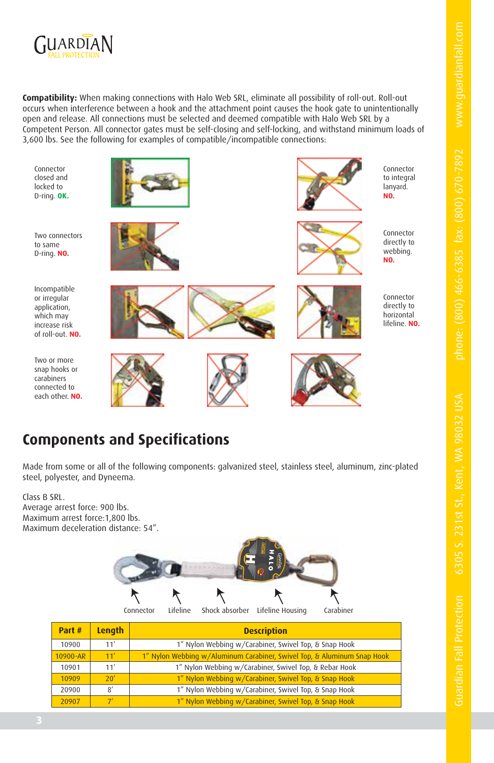**Compatibility:** When making connections with Halo Web SRL, eliminate all possibility of roll-out. Roll-out occurs when interference between a hook and the attachment point causes the hook gate to unintentionally open and release. All connections must be selected and deemed compatible with Halo Web SRL by a Competent Person. All connector gates must be self-closing and self-locking, and withstand minimum loads of 3,600 lbs. See the following for examples of compatible/incompatible connections:

Connector closed and locked to D-ring. **OK.**

Connector to integral lanyard. **NO.**

Two connectors to same D-ring. **NO.**

Connector directly to webbing. **NO.**

Incompatible or irregular application, which may increase risk of roll-out. **NO.**

Connector directly to horizontal lifeline. **NO.**

Two or more snap hooks or carabiners connected to each other. **NO.**

## Components and Specifications

Made from some or all of the following components: galvanized steel, stainless steel, aluminum, zinc-plated steel, polyester, and Dyneema.

Class B SRL.
Average arrest force: 900 lbs.
Maximum arrest force:1,800 lbs.
Maximum deceleration distance: 54".

Connector — Lifeline — Shock absorber — Lifeline Housing — Carabiner

| Part # | Length | Description |
|---|---|---|
| 10900 | 11' | 1" Nylon Webbing w/Carabiner, Swivel Top, & Snap Hook |
| 10900-AR | 11' | 1" Nylon Webbing w/Aluminum Carabiner, Swivel Top, & Aluminum Snap Hook |
| 10901 | 11' | 1" Nylon Webbing w/Carabiner, Swivel Top, & Rebar Hook |
| 10909 | 20' | 1" Nylon Webbing w/Carabiner, Swivel Top, & Snap Hook |
| 20900 | 8' | 1" Nylon Webbing w/Carabiner, Swivel Top, & Snap Hook |
| 20907 | 7' | 1" Nylon Webbing w/Carabiner, Swivel Top, & Snap Hook |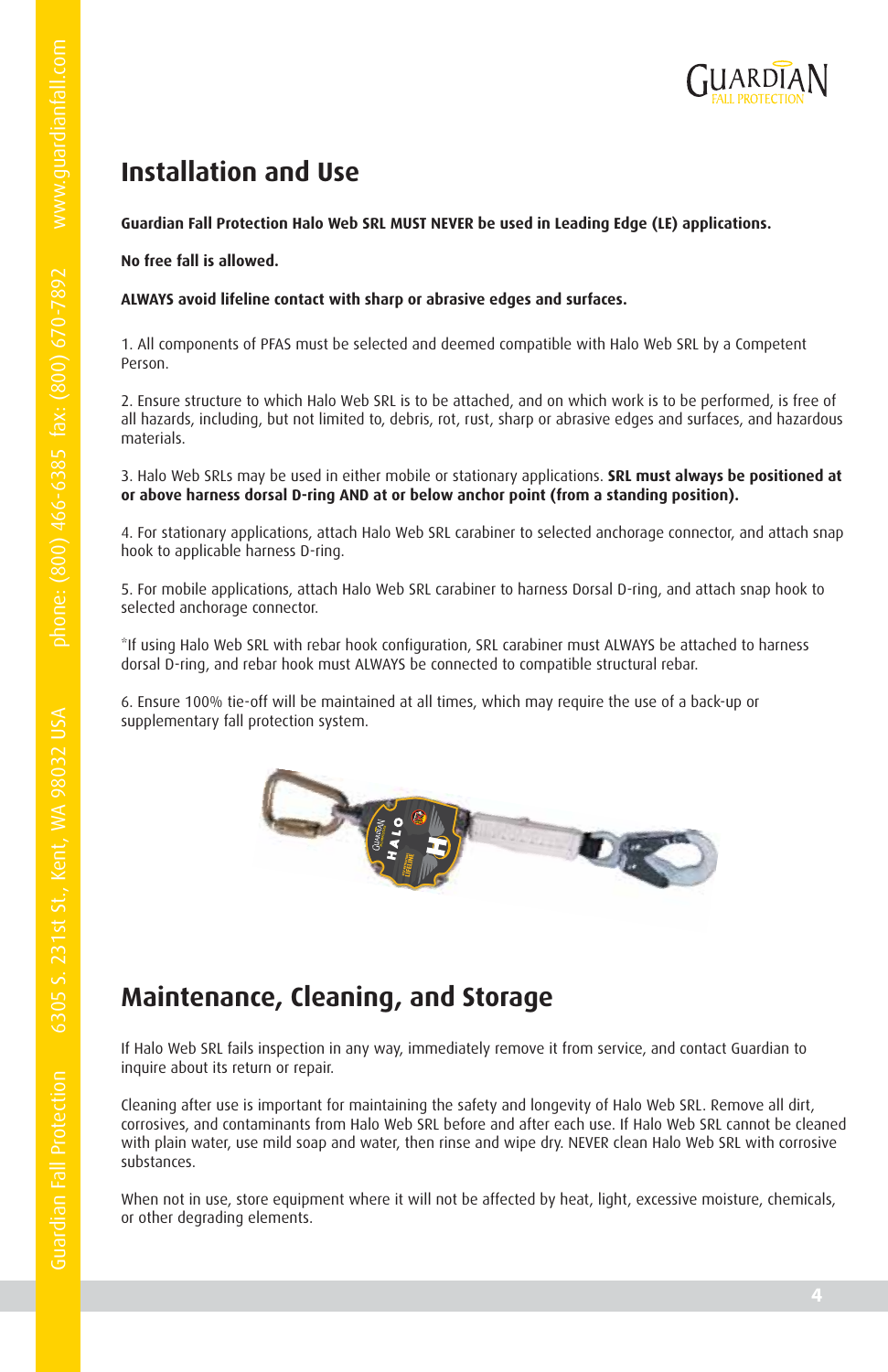## Installation and Use

**Guardian Fall Protection Halo Web SRL MUST NEVER be used in Leading Edge (LE) applications.**

**No free fall is allowed.**

**ALWAYS avoid lifeline contact with sharp or abrasive edges and surfaces.**

1. All components of PFAS must be selected and deemed compatible with Halo Web SRL by a Competent Person.

2. Ensure structure to which Halo Web SRL is to be attached, and on which work is to be performed, is free of all hazards, including, but not limited to, debris, rot, rust, sharp or abrasive edges and surfaces, and hazardous materials.

3. Halo Web SRLs may be used in either mobile or stationary applications. **SRL must always be positioned at or above harness dorsal D-ring AND at or below anchor point (from a standing position).**

4. For stationary applications, attach Halo Web SRL carabiner to selected anchorage connector, and attach snap hook to applicable harness D-ring.

5. For mobile applications, attach Halo Web SRL carabiner to harness Dorsal D-ring, and attach snap hook to selected anchorage connector.

*If using Halo Web SRL with rebar hook configuration, SRL carabiner must ALWAYS be attached to harness dorsal D-ring, and rebar hook must ALWAYS be connected to compatible structural rebar.

6. Ensure 100% tie-off will be maintained at all times, which may require the use of a back-up or supplementary fall protection system.

## Maintenance, Cleaning, and Storage

If Halo Web SRL fails inspection in any way, immediately remove it from service, and contact Guardian to inquire about its return or repair.

Cleaning after use is important for maintaining the safety and longevity of Halo Web SRL. Remove all dirt, corrosives, and contaminants from Halo Web SRL before and after each use. If Halo Web SRL cannot be cleaned with plain water, use mild soap and water, then rinse and wipe dry. NEVER clean Halo Web SRL with corrosive substances.

When not in use, store equipment where it will not be affected by heat, light, excessive moisture, chemicals, or other degrading elements.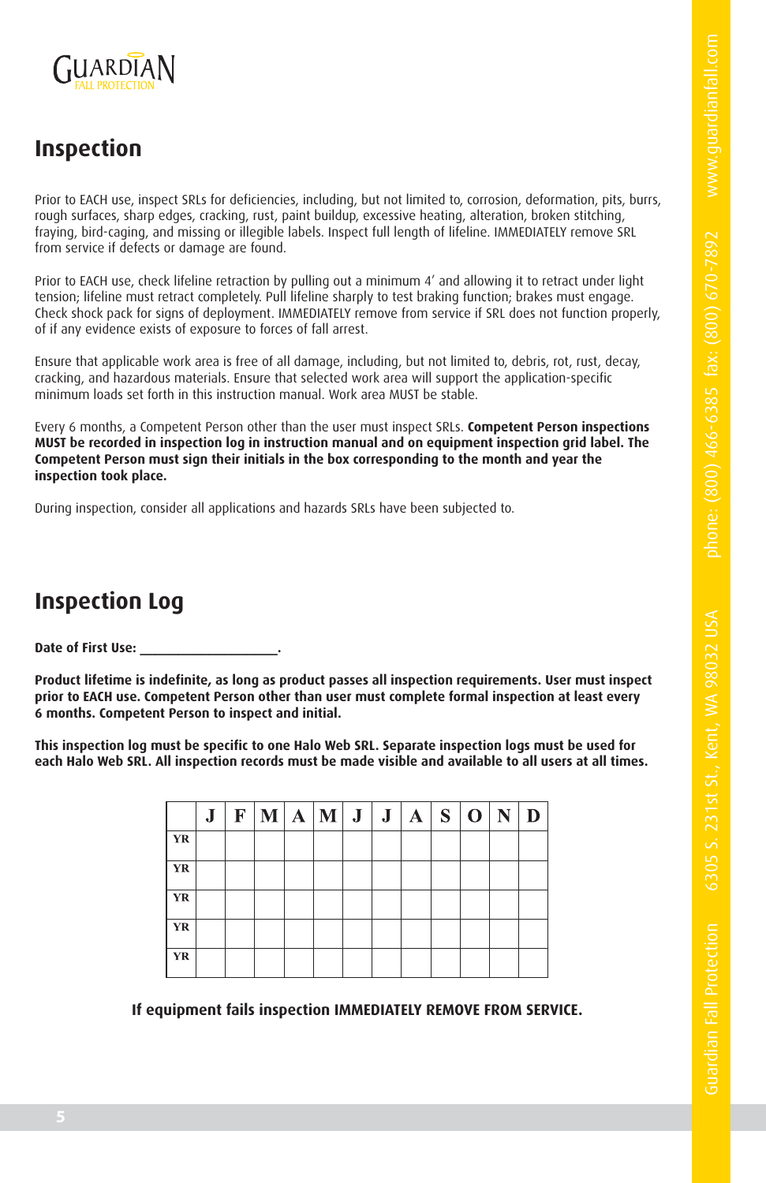# Inspection

Prior to EACH use, inspect SRLs for deficiencies, including, but not limited to, corrosion, deformation, pits, burrs, rough surfaces, sharp edges, cracking, rust, paint buildup, excessive heating, alteration, broken stitching, fraying, bird-caging, and missing or illegible labels. Inspect full length of lifeline. IMMEDIATELY remove SRL from service if defects or damage are found.

Prior to EACH use, check lifeline retraction by pulling out a minimum 4' and allowing it to retract under light tension; lifeline must retract completely. Pull lifeline sharply to test braking function; brakes must engage. Check shock pack for signs of deployment. IMMEDIATELY remove from service if SRL does not function properly, of if any evidence exists of exposure to forces of fall arrest.

Ensure that applicable work area is free of all damage, including, but not limited to, debris, rot, rust, decay, cracking, and hazardous materials. Ensure that selected work area will support the application-specific minimum loads set forth in this instruction manual. Work area MUST be stable.

Every 6 months, a Competent Person other than the user must inspect SRLs. **Competent Person inspections MUST be recorded in inspection log in instruction manual and on equipment inspection grid label. The Competent Person must sign their initials in the box corresponding to the month and year the inspection took place.**

During inspection, consider all applications and hazards SRLs have been subjected to.

# Inspection Log

**Date of First Use: ___________________.**

**Product lifetime is indefinite, as long as product passes all inspection requirements. User must inspect prior to EACH use. Competent Person other than user must complete formal inspection at least every 6 months. Competent Person to inspect and initial.**

**This inspection log must be specific to one Halo Web SRL. Separate inspection logs must be used for each Halo Web SRL. All inspection records must be made visible and available to all users at all times.**

| | J | F | M | A | M | J | J | A | S | O | N | D |
|---|---|---|---|---|---|---|---|---|---|---|---|---|
| YR | | | | | | | | | | | | |
| YR | | | | | | | | | | | | |
| YR | | | | | | | | | | | | |
| YR | | | | | | | | | | | | |
| YR | | | | | | | | | | | | |

**If equipment fails inspection IMMEDIATELY REMOVE FROM SERVICE.**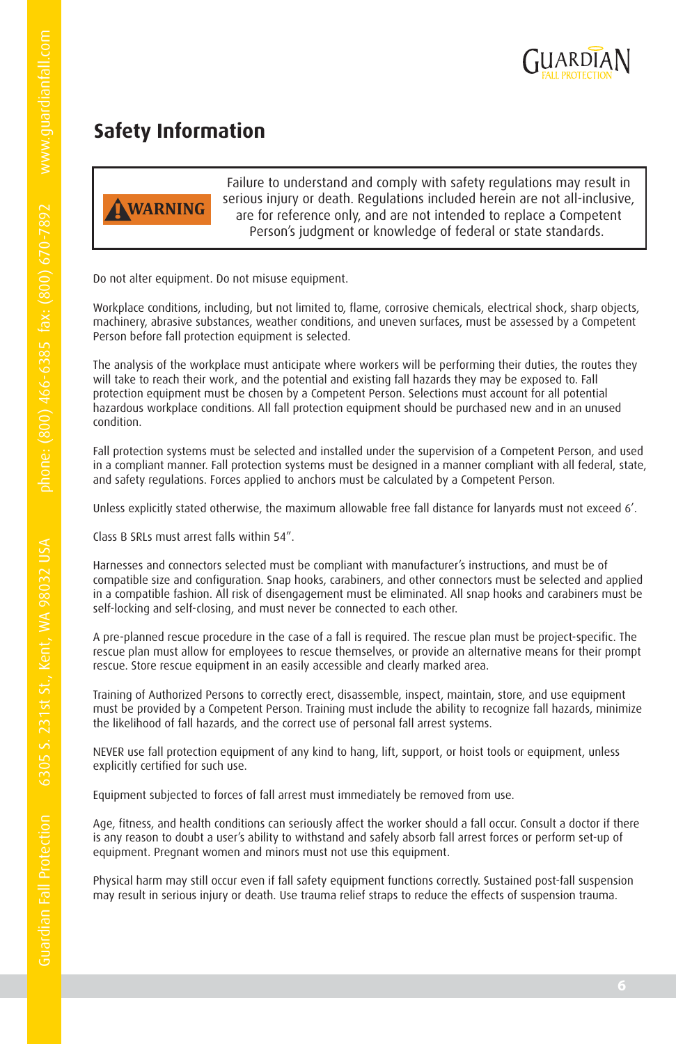# Safety Information

> **WARNING** Failure to understand and comply with safety regulations may result in serious injury or death. Regulations included herein are not all-inclusive, are for reference only, and are not intended to replace a Competent Person's judgment or knowledge of federal or state standards.

Do not alter equipment. Do not misuse equipment.

Workplace conditions, including, but not limited to, flame, corrosive chemicals, electrical shock, sharp objects, machinery, abrasive substances, weather conditions, and uneven surfaces, must be assessed by a Competent Person before fall protection equipment is selected.

The analysis of the workplace must anticipate where workers will be performing their duties, the routes they will take to reach their work, and the potential and existing fall hazards they may be exposed to. Fall protection equipment must be chosen by a Competent Person. Selections must account for all potential hazardous workplace conditions. All fall protection equipment should be purchased new and in an unused condition.

Fall protection systems must be selected and installed under the supervision of a Competent Person, and used in a compliant manner. Fall protection systems must be designed in a manner compliant with all federal, state, and safety regulations. Forces applied to anchors must be calculated by a Competent Person.

Unless explicitly stated otherwise, the maximum allowable free fall distance for lanyards must not exceed 6'.

Class B SRLs must arrest falls within 54".

Harnesses and connectors selected must be compliant with manufacturer's instructions, and must be of compatible size and configuration. Snap hooks, carabiners, and other connectors must be selected and applied in a compatible fashion. All risk of disengagement must be eliminated. All snap hooks and carabiners must be self-locking and self-closing, and must never be connected to each other.

A pre-planned rescue procedure in the case of a fall is required. The rescue plan must be project-specific. The rescue plan must allow for employees to rescue themselves, or provide an alternative means for their prompt rescue. Store rescue equipment in an easily accessible and clearly marked area.

Training of Authorized Persons to correctly erect, disassemble, inspect, maintain, store, and use equipment must be provided by a Competent Person. Training must include the ability to recognize fall hazards, minimize the likelihood of fall hazards, and the correct use of personal fall arrest systems.

NEVER use fall protection equipment of any kind to hang, lift, support, or hoist tools or equipment, unless explicitly certified for such use.

Equipment subjected to forces of fall arrest must immediately be removed from use.

Age, fitness, and health conditions can seriously affect the worker should a fall occur. Consult a doctor if there is any reason to doubt a user's ability to withstand and safely absorb fall arrest forces or perform set-up of equipment. Pregnant women and minors must not use this equipment.

Physical harm may still occur even if fall safety equipment functions correctly. Sustained post-fall suspension may result in serious injury or death. Use trauma relief straps to reduce the effects of suspension trauma.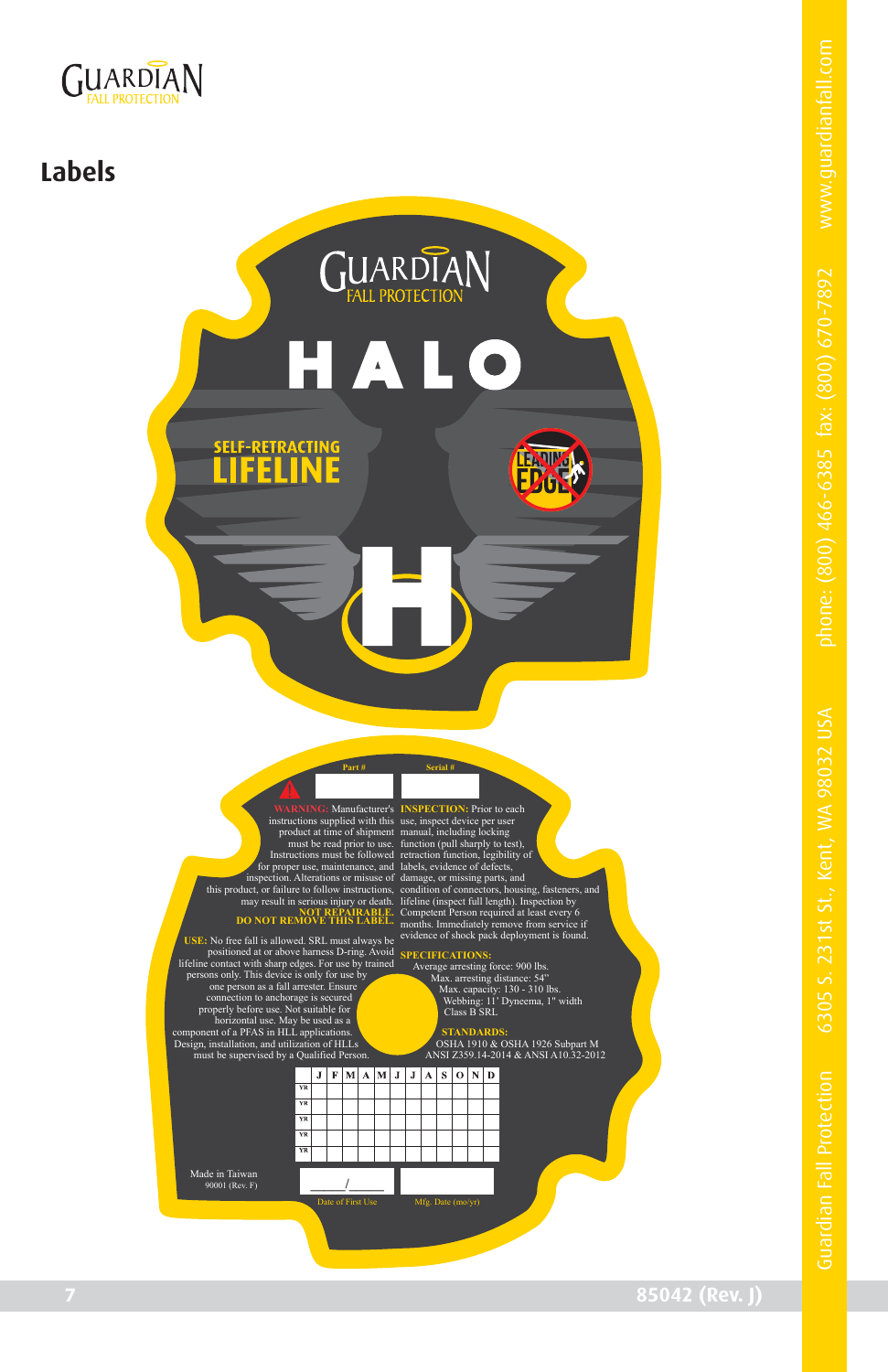## Labels

GUARDIAN FALL PROTECTION

HALO

SELF-RETRACTING LIFELINE

Part #

Serial #

**WARNING:** Manufacturer's instructions supplied with this product at time of shipment must be read prior to use. Instructions must be followed for proper use, maintenance, and inspection. Alterations or misuse of this product, or failure to follow instructions, may result in serious injury or death.
**NOT REPAIRABLE.**
**DO NOT REMOVE THIS LABEL.**

**USE:** No free fall is allowed. SRL must always be positioned at or above harness D-ring. Avoid lifeline contact with sharp edges. For use by trained persons only. This device is only for use by one person as a fall arrester. Ensure connection to anchorage is secured properly before use. Not suitable for horizontal use. May be used as a component of a PFAS in HLL applications. Design, installation, and utilization of HLLs must be supervised by a Qualified Person.

**INSPECTION:** Prior to each use, inspect device per user manual, including locking function (pull sharply to test), retraction function, legibility of labels, evidence of defects, damage, or missing parts, and condition of connectors, housing, fasteners, and lifeline (inspect full length). Inspection by Competent Person required at least every 6 months. Immediately remove from service if evidence of shock pack deployment is found.

**SPECIFICATIONS:**
Average arresting force: 900 lbs.
Max. arresting distance: 54"
Max. capacity: 130 - 310 lbs.
Webbing: 11' Dyneema, 1" width
Class B SRL

**STANDARDS:**
OSHA 1910 & OSHA 1926 Subpart M
ANSI Z359.14-2014 & ANSI A10.32-2012

| | J | F | M | A | M | J | J | A | S | O | N | D |
|---|---|---|---|---|---|---|---|---|---|---|---|---|
| YR | | | | | | | | | | | | |
| YR | | | | | | | | | | | | |
| YR | | | | | | | | | | | | |
| YR | | | | | | | | | | | | |
| YR | | | | | | | | | | | | |

Made in Taiwan
90001 (Rev. F)

_____/_____
Date of First Use

Mfg. Date (mo/yr)

85042 (Rev. J)

Guardian Fall Protection 6305 S. 231st St., Kent, WA 98032 USA phone: (800) 466-6385 fax: (800) 670-7892 www.guardianfall.com